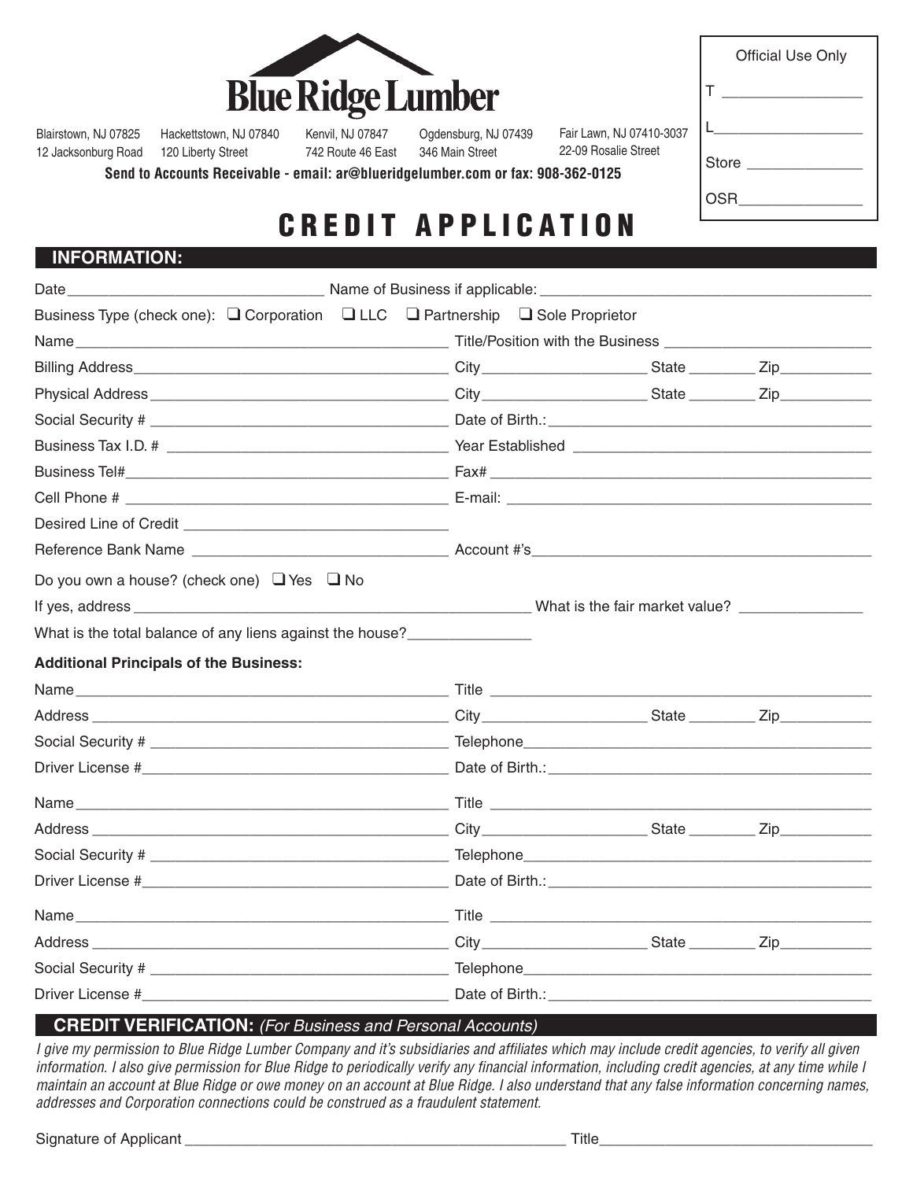# Blue Ridge Lumber

Blairstown, NJ 07825
12 Jacksonburg Road

Hackettstown, NJ 07840
120 Liberty Street

Kenvil, NJ 07847
742 Route 46 East

Ogdensburg, NJ 07439
346 Main Street

Fair Lawn, NJ 07410-3037
22-09 Rosalie Street

**Send to Accounts Receivable - email: ar@blueridgelumber.com or fax: 908-362-0125**

Official Use Only

T ________________

L ________________

Store ______________

OSR ______________

# CREDIT APPLICATION

## INFORMATION:

Date ______________________________ Name of Business if applicable: ______________________________

Business Type (check one): ❑ Corporation ❑ LLC ❑ Partnership ❑ Sole Proprietor

Name ______________________________ Title/Position with the Business ______________________________

Billing Address ______________________________ City ______________ State ________ Zip __________

Physical Address ______________________________ City ______________ State ________ Zip __________

Social Security # ______________________________ Date of Birth.: ______________________________

Business Tax I.D. # ______________________________ Year Established ______________________________

Business Tel# ______________________________ Fax# ______________________________

Cell Phone # ______________________________ E-mail: ______________________________

Desired Line of Credit ______________________________

Reference Bank Name ______________________________ Account #'s ______________________________

Do you own a house? (check one) ❑ Yes ❑ No

If yes, address ______________________________ What is the fair market value? ______________

What is the total balance of any liens against the house? ______________

**Additional Principals of the Business:**

Name ______________________________ Title ______________________________

Address ______________________________ City ______________ State ________ Zip __________

Social Security # ______________________________ Telephone ______________________________

Driver License # ______________________________ Date of Birth.: ______________________________

Name ______________________________ Title ______________________________

Address ______________________________ City ______________ State ________ Zip __________

Social Security # ______________________________ Telephone ______________________________

Driver License # ______________________________ Date of Birth.: ______________________________

Name ______________________________ Title ______________________________

Address ______________________________ City ______________ State ________ Zip __________

Social Security # ______________________________ Telephone ______________________________

Driver License # ______________________________ Date of Birth.: ______________________________

## CREDIT VERIFICATION: *(For Business and Personal Accounts)*

*I give my permission to Blue Ridge Lumber Company and it's subsidiaries and affiliates which may include credit agencies, to verify all given information. I also give permission for Blue Ridge to periodically verify any financial information, including credit agencies, at any time while I maintain an account at Blue Ridge or owe money on an account at Blue Ridge. I also understand that any false information concerning names, addresses and Corporation connections could be construed as a fraudulent statement.*

Signature of Applicant ______________________________ Title ______________________________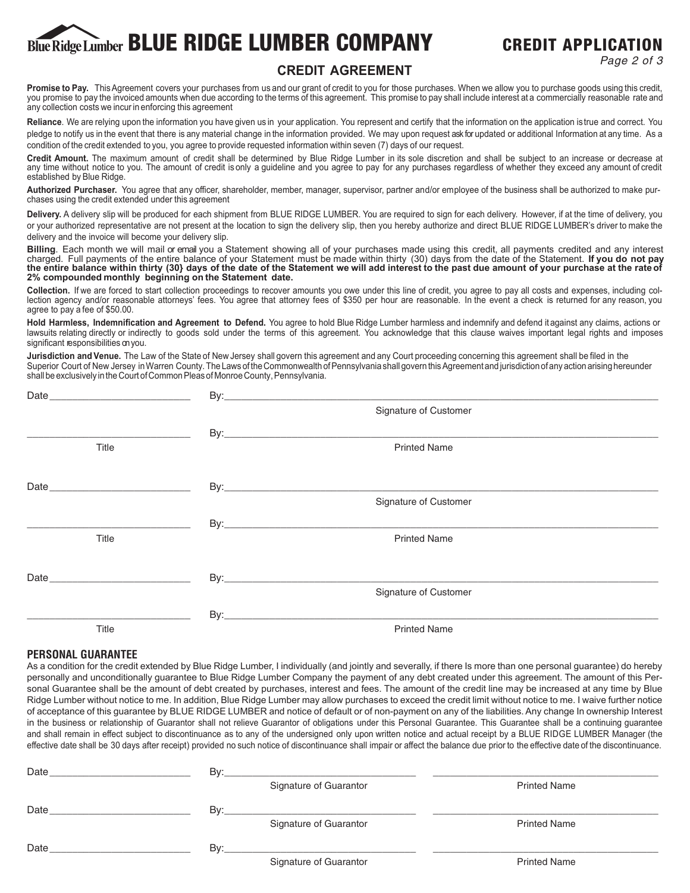# BLUE RIDGE LUMBER COMPANY

## CREDIT APPLICATION

## CREDIT AGREEMENT

**Promise to Pay.** This Agreement covers your purchases from us and our grant of credit to you for those purchases. When we allow you to purchase goods using this credit, you promise to pay the invoiced amounts when due according to the terms of this agreement. This promise to pay shall include interest at a commercially reasonable rate and any collection costs we incur in enforcing this agreement

**Reliance**. We are relying upon the information you have given us in your application. You represent and certify that the information on the application is true and correct. You pledge to notify us in the event that there is any material change in the information provided. We may upon request ask for updated or additional Information at any time. As a condition of the credit extended to you, you agree to provide requested information within seven (7) days of our request.

**Credit Amount.** The maximum amount of credit shall be determined by Blue Ridge Lumber in its sole discretion and shall be subject to an increase or decrease at any time without notice to you. The amount of credit is only a guideline and you agree to pay for any purchases regardless of whether they exceed any amount of credit established by Blue Ridge.

**Authorized Purchaser.** You agree that any officer, shareholder, member, manager, supervisor, partner and/or employee of the business shall be authorized to make purchases using the credit extended under this agreement

**Delivery.** A delivery slip will be produced for each shipment from BLUE RIDGE LUMBER. You are required to sign for each delivery. However, if at the time of delivery, you or your authorized representative are not present at the location to sign the delivery slip, then you hereby authorize and direct BLUE RIDGE LUMBER's driver to make the delivery and the invoice will become your delivery slip.

**Billing**. Each month we will mail or email you a Statement showing all of your purchases made using this credit, all payments credited and any interest charged. Full payments of the entire balance of your Statement must be made within thirty (30) days from the date of the Statement. **If you do not pay the entire balance within thirty (30} days of the date of the Statement we will add interest to the past due amount of your purchase at the rate of 2% compounded monthly beginning on the Statement date.**

**Collection.** If we are forced to start collection proceedings to recover amounts you owe under this line of credit, you agree to pay all costs and expenses, including collection agency and/or reasonable attorneys' fees. You agree that attorney fees of $350 per hour are reasonable. In the event a check is returned for any reason, you agree to pay a fee of $50.00.

**Hold Harmless, Indemnification and Agreement to Defend.** You agree to hold Blue Ridge Lumber harmless and indemnify and defend it against any claims, actions or lawsuits relating directly or indirectly to goods sold under the terms of this agreement. You acknowledge that this clause waives important legal rights and imposes significant responsibilities on you.

**Jurisdiction and Venue.** The Law of the State of New Jersey shall govern this agreement and any Court proceeding concerning this agreement shall be filed in the Superior Court of New Jersey in Warren County. The Laws of the Commonwealth of Pennsylvania shall govern this Agreement and jurisdiction of any action arising hereunder shall be exclusively in the Court of Common Pleas of Monroe County, Pennsylvania.

Date ________________________ By: ____________________________________________
Signature of Customer

____________________________ By: ____________________________________________
Title — Printed Name

Date ________________________ By: ____________________________________________
Signature of Customer

____________________________ By: ____________________________________________
Title — Printed Name

Date ________________________ By: ____________________________________________
Signature of Customer

____________________________ By: ____________________________________________
Title — Printed Name

### PERSONAL GUARANTEE

As a condition for the credit extended by Blue Ridge Lumber, I individually (and jointly and severally, if there Is more than one personal guarantee) do hereby personally and unconditionally guarantee to Blue Ridge Lumber Company the payment of any debt created under this agreement. The amount of this Personal Guarantee shall be the amount of debt created by purchases, interest and fees. The amount of the credit line may be increased at any time by Blue Ridge Lumber without notice to me. In addition, Blue Ridge Lumber may allow purchases to exceed the credit limit without notice to me. I waive further notice of acceptance of this guarantee by BLUE RIDGE LUMBER and notice of default or of non-payment on any of the liabilities. Any change In ownership Interest in the business or relationship of Guarantor shall not relieve Guarantor of obligations under this Personal Guarantee. This Guarantee shall be a continuing guarantee and shall remain in effect subject to discontinuance as to any of the undersigned only upon written notice and actual receipt by a BLUE RIDGE LUMBER Manager (the effective date shall be 30 days after receipt) provided no such notice of discontinuance shall impair or affect the balance due prior to the effective date of the discontinuance.

Date ________________________ By: ______________________ ______________________
Signature of Guarantor — Printed Name

Date ________________________ By: ______________________ ______________________
Signature of Guarantor — Printed Name

Date ________________________ By: ______________________ ______________________
Signature of Guarantor — Printed Name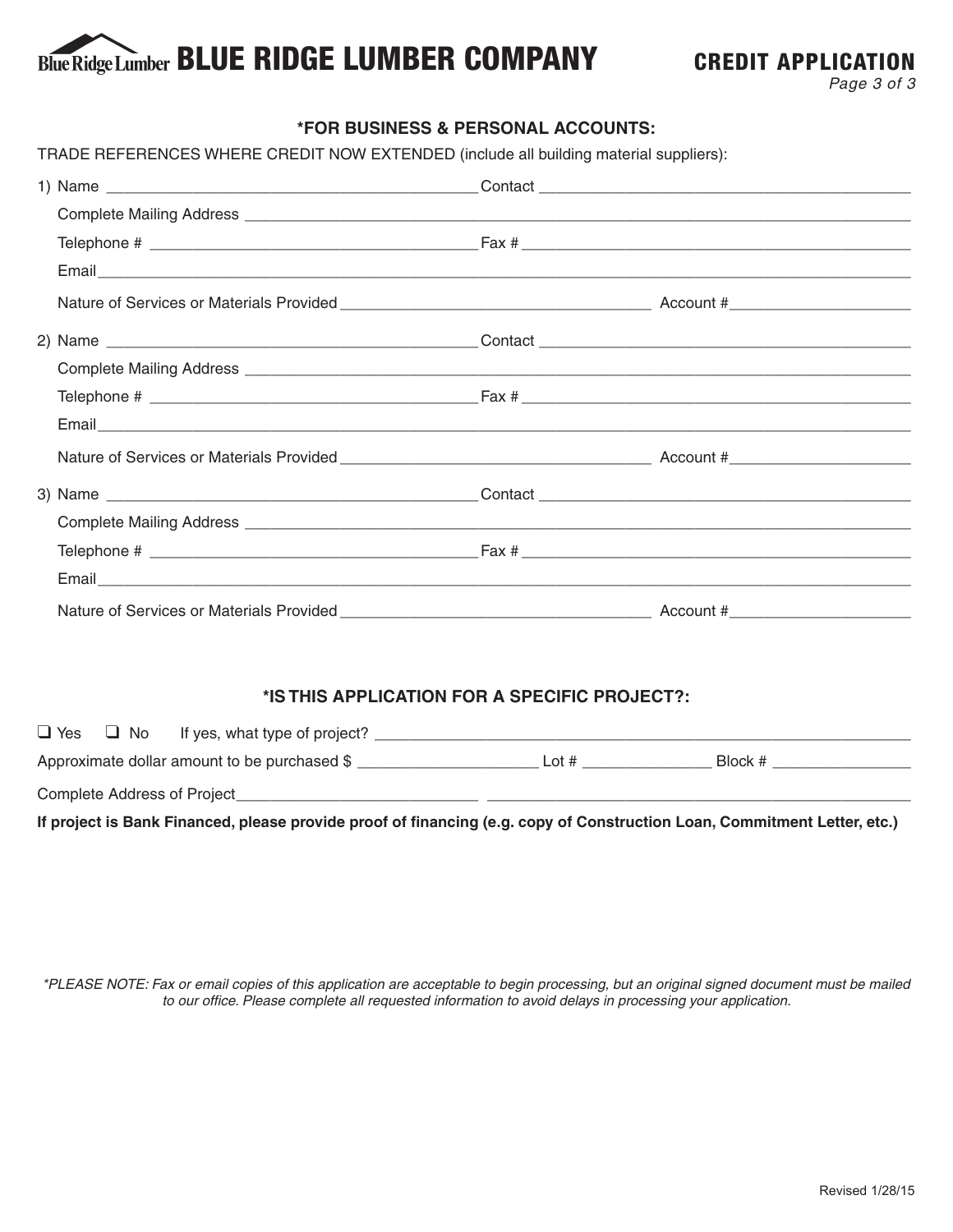Blue Ridge Lumber **BLUE RIDGE LUMBER COMPANY**

**CREDIT APPLICATION**

### *FOR BUSINESS & PERSONAL ACCOUNTS:

TRADE REFERENCES WHERE CREDIT NOW EXTENDED (include all building material suppliers):

1) Name ________________________________________ Contact ________________________________________

Complete Mailing Address ________________________________________________________________________

Telephone # ____________________________________ Fax # __________________________________________

Email______________________________________________________________________________________

Nature of Services or Materials Provided ___________________________________ Account #____________________

2) Name ________________________________________ Contact ________________________________________

Complete Mailing Address ________________________________________________________________________

Telephone # ____________________________________ Fax # __________________________________________

Email______________________________________________________________________________________

Nature of Services or Materials Provided ___________________________________ Account #____________________

3) Name ________________________________________ Contact ________________________________________

Complete Mailing Address ________________________________________________________________________

Telephone # ____________________________________ Fax # __________________________________________

Email______________________________________________________________________________________

Nature of Services or Materials Provided ___________________________________ Account #____________________

### *IS THIS APPLICATION FOR A SPECIFIC PROJECT?:

❑ Yes ❑ No If yes, what type of project? ____________________________________________________________

Approximate dollar amount to be purchased $ ____________________ Lot # ______________ Block # ________________

Complete Address of Project___________________________ _______________________________________________

**If project is Bank Financed, please provide proof of financing (e.g. copy of Construction Loan, Commitment Letter, etc.)**

*\*PLEASE NOTE: Fax or email copies of this application are acceptable to begin processing, but an original signed document must be mailed to our office. Please complete all requested information to avoid delays in processing your application.*

Revised 1/28/15